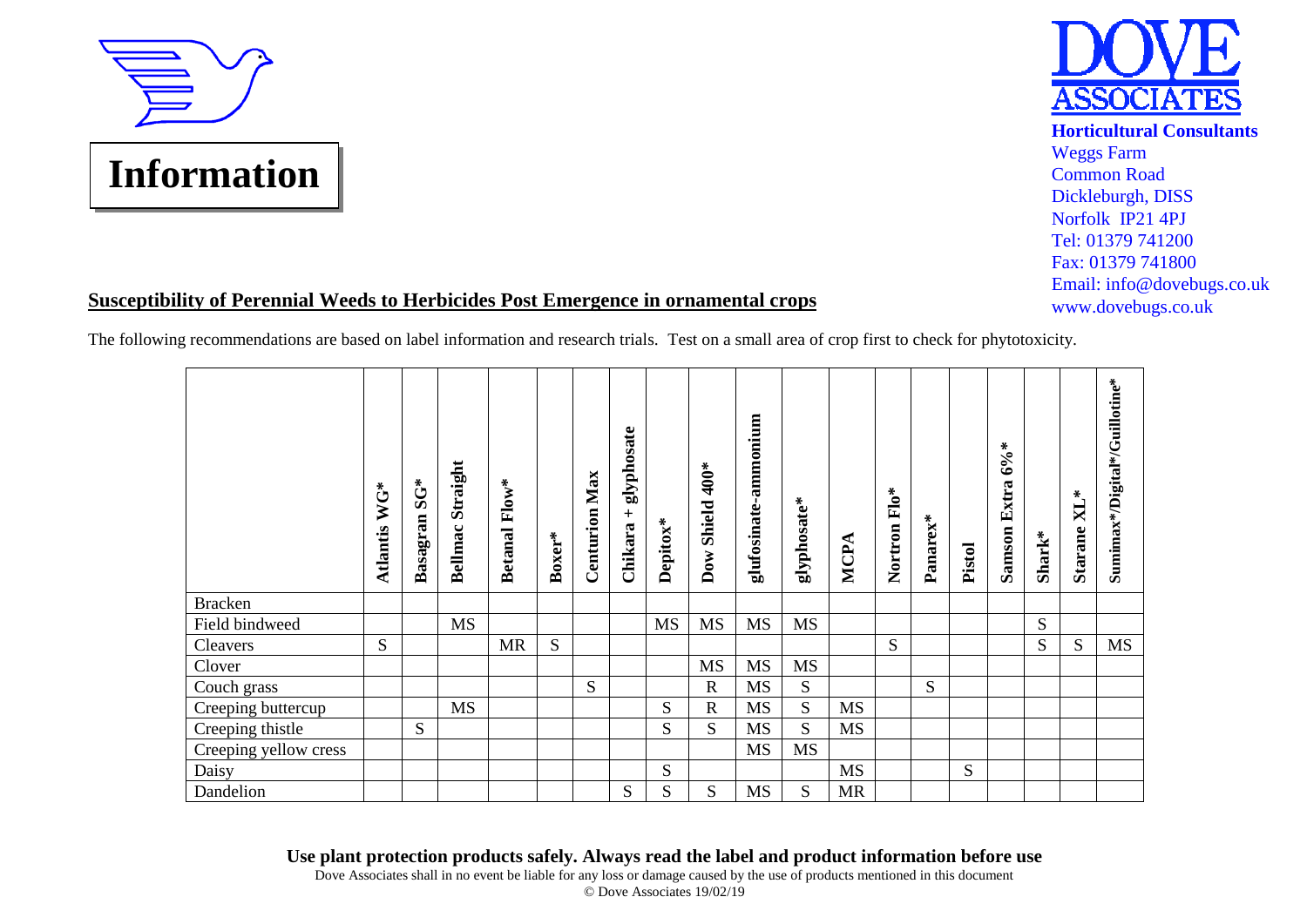# Information

**Horticultural Consultants**
Weggs Farm
Common Road
Dickleburgh, DISS
Norfolk IP21 4PJ
Tel: 01379 741200
Fax: 01379 741800
Email: info@dovebugs.co.uk
www.dovebugs.co.uk

## Susceptibility of Perennial Weeds to Herbicides Post Emergence in ornamental crops

The following recommendations are based on label information and research trials. Test on a small area of crop first to check for phytotoxicity.

| | Atlantis WG* | Basagran SG* | Bellmac Straight | Betanal Flow* | Boxer* | Centurion Max | Chikara + glyphosate | Depitox* | Dow Shield 400* | glufosinate-ammonium | glyphosate* | MCPA | Nortron Flo* | Panarex* | Pistol | Samson Extra 6%* | Shark* | Starane XL* | Sumimax*/Digital*/Guillotine* |
|---|---|---|---|---|---|---|---|---|---|---|---|---|---|---|---|---|---|---|---|
| Bracken | | | | | | | | | | | | | | | | | | | |
| Field bindweed | | | MS | | | | | MS | MS | MS | MS | | | | | | S | | |
| Cleavers | S | | | MR | S | | | | | | | | S | | | | S | S | MS |
| Clover | | | | | | | | | MS | MS | MS | | | | | | | | |
| Couch grass | | | | | | S | | | R | MS | S | | | S | | | | | |
| Creeping buttercup | | | MS | | | | | S | R | MS | S | MS | | | | | | | |
| Creeping thistle | | S | | | | | | S | S | MS | S | MS | | | | | | | |
| Creeping yellow cress | | | | | | | | | | MS | MS | | | | | | | | |
| Daisy | | | | | | | | S | | | | MS | | | S | | | | |
| Dandelion | | | | | | | S | S | S | MS | S | MR | | | | | | | |

**Use plant protection products safely. Always read the label and product information before use**

Dove Associates shall in no event be liable for any loss or damage caused by the use of products mentioned in this document

© Dove Associates 19/02/19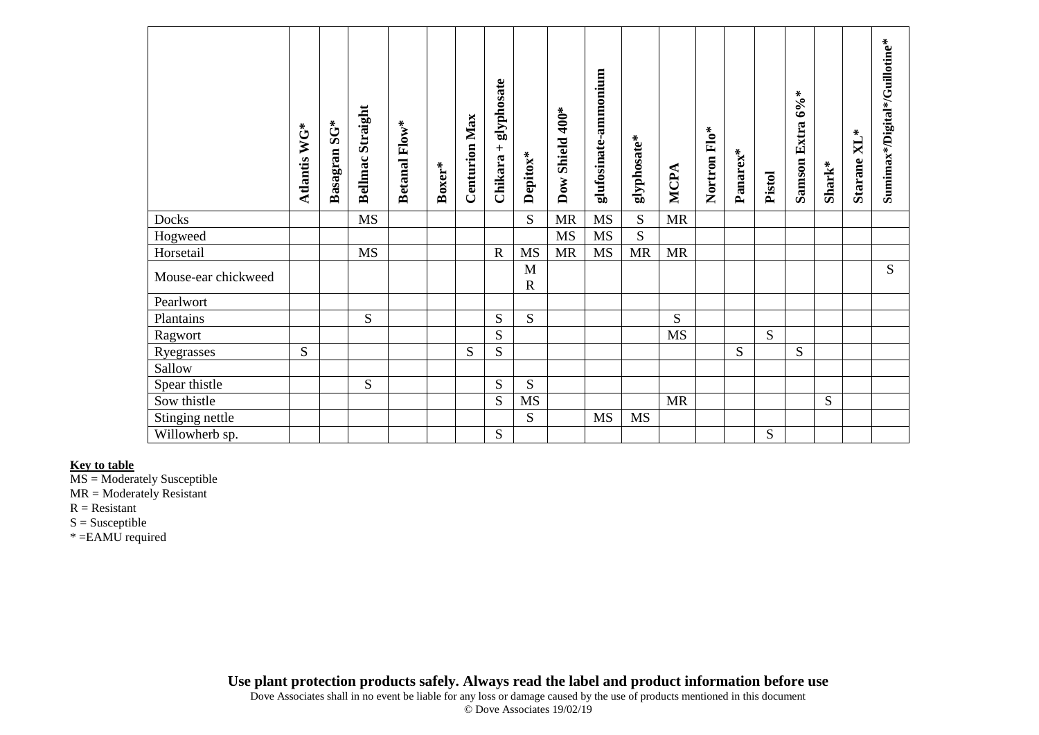| | Atlantis WG* | Basagran SG* | Bellmac Straight | Betanal Flow* | Boxer* | Centurion Max | Chikara + glyphosate | Depitox* | Dow Shield 400* | glufosinate-ammonium | glyphosate* | MCPA | Nortron Flo* | Panarex* | Pistol | Samson Extra 6%* | Shark* | Starane XL* | Sumimax*/Digital*/Guillotine* |
|---|---|---|---|---|---|---|---|---|---|---|---|---|---|---|---|---|---|---|---|
| Docks | | | MS | | | | | S | MR | MS | S | MR | | | | | | | |
| Hogweed | | | | | | | | | MS | MS | S | | | | | | | | |
| Horsetail | | | MS | | | | R | MS | MR | MS | MR | MR | | | | | | | |
| Mouse-ear chickweed | | | | | | | | MR | | | | | | | | | | | S |
| Pearlwort | | | | | | | | | | | | | | | | | | | |
| Plantains | | | S | | | | S | S | | | | S | | | | | | | |
| Ragwort | | | | | | | S | | | | | MS | | | S | | | | |
| Ryegrasses | S | | | | | S | S | | | | | | | S | | S | | | |
| Sallow | | | | | | | | | | | | | | | | | | | |
| Spear thistle | | | S | | | | S | S | | | | | | | | | | | |
| Sow thistle | | | | | | | S | MS | | | | MR | | | | | S | | |
| Stinging nettle | | | | | | | | S | | MS | MS | | | | | | | | |
| Willowherb sp. | | | | | | | S | | | | | | | | S | | | | |

**Key to table**

MS = Moderately Susceptible
MR = Moderately Resistant
R = Resistant
S = Susceptible
* =EAMU required

**Use plant protection products safely. Always read the label and product information before use**

Dove Associates shall in no event be liable for any loss or damage caused by the use of products mentioned in this document

© Dove Associates 19/02/19